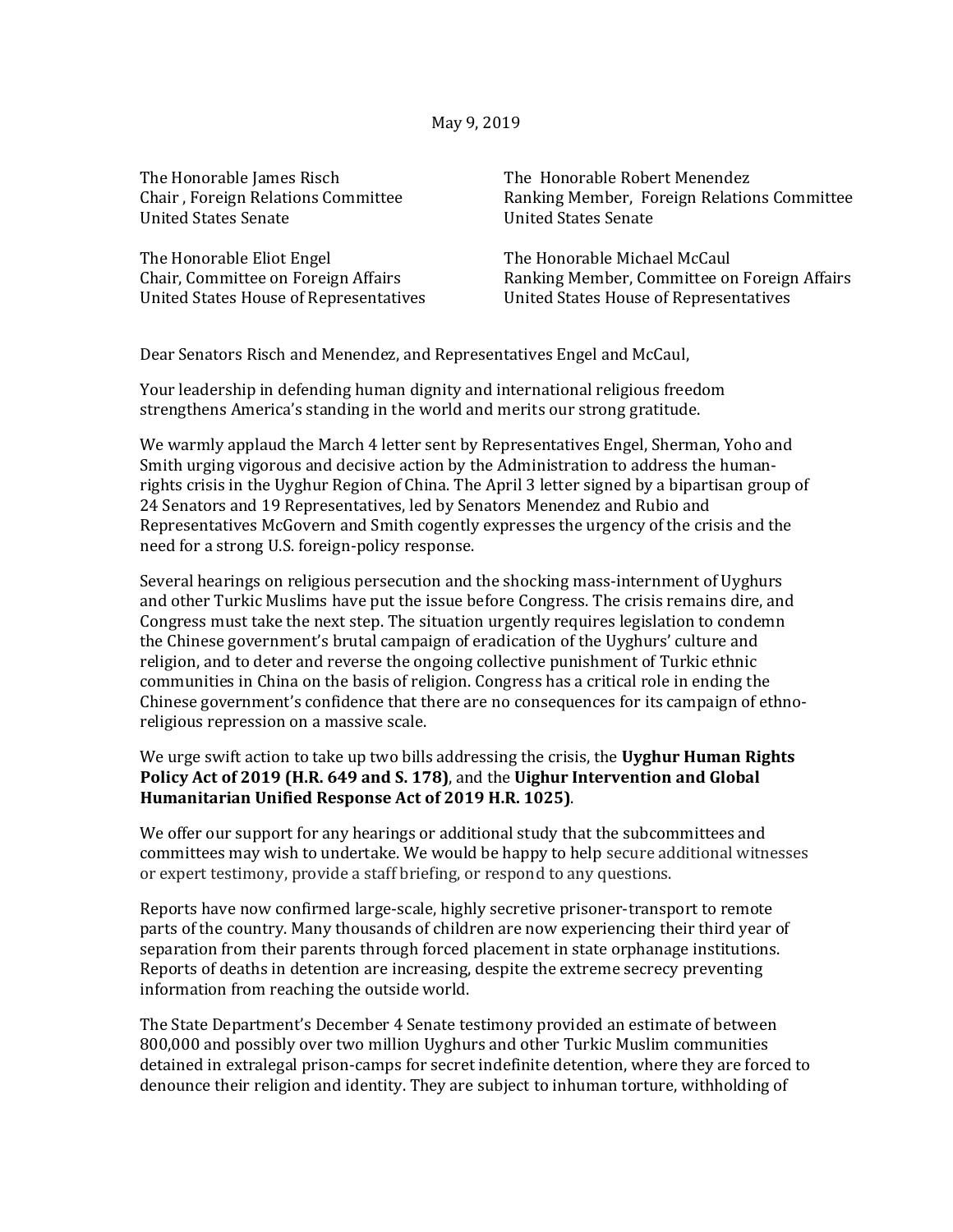May 9, 2019

The Honorable James Risch
Chair , Foreign Relations Committee
United States Senate

The Honorable Robert Menendez
Ranking Member, Foreign Relations Committee
United States Senate

The Honorable Eliot Engel
Chair, Committee on Foreign Affairs
United States House of Representatives

The Honorable Michael McCaul
Ranking Member, Committee on Foreign Affairs
United States House of Representatives

Dear Senators Risch and Menendez, and Representatives Engel and McCaul,

Your leadership in defending human dignity and international religious freedom strengthens America's standing in the world and merits our strong gratitude.

We warmly applaud the March 4 letter sent by Representatives Engel, Sherman, Yoho and Smith urging vigorous and decisive action by the Administration to address the human-rights crisis in the Uyghur Region of China. The April 3 letter signed by a bipartisan group of 24 Senators and 19 Representatives, led by Senators Menendez and Rubio and Representatives McGovern and Smith cogently expresses the urgency of the crisis and the need for a strong U.S. foreign-policy response.

Several hearings on religious persecution and the shocking mass-internment of Uyghurs and other Turkic Muslims have put the issue before Congress. The crisis remains dire, and Congress must take the next step. The situation urgently requires legislation to condemn the Chinese government's brutal campaign of eradication of the Uyghurs' culture and religion, and to deter and reverse the ongoing collective punishment of Turkic ethnic communities in China on the basis of religion. Congress has a critical role in ending the Chinese government's confidence that there are no consequences for its campaign of ethno-religious repression on a massive scale.

We urge swift action to take up two bills addressing the crisis, the **Uyghur Human Rights Policy Act of 2019 (H.R. 649 and S. 178)**, and the **Uighur Intervention and Global Humanitarian Unified Response Act of 2019 H.R. 1025)**.

We offer our support for any hearings or additional study that the subcommittees and committees may wish to undertake. We would be happy to help secure additional witnesses or expert testimony, provide a staff briefing, or respond to any questions.

Reports have now confirmed large-scale, highly secretive prisoner-transport to remote parts of the country. Many thousands of children are now experiencing their third year of separation from their parents through forced placement in state orphanage institutions. Reports of deaths in detention are increasing, despite the extreme secrecy preventing information from reaching the outside world.

The State Department's December 4 Senate testimony provided an estimate of between 800,000 and possibly over two million Uyghurs and other Turkic Muslim communities detained in extralegal prison-camps for secret indefinite detention, where they are forced to denounce their religion and identity. They are subject to inhuman torture, withholding of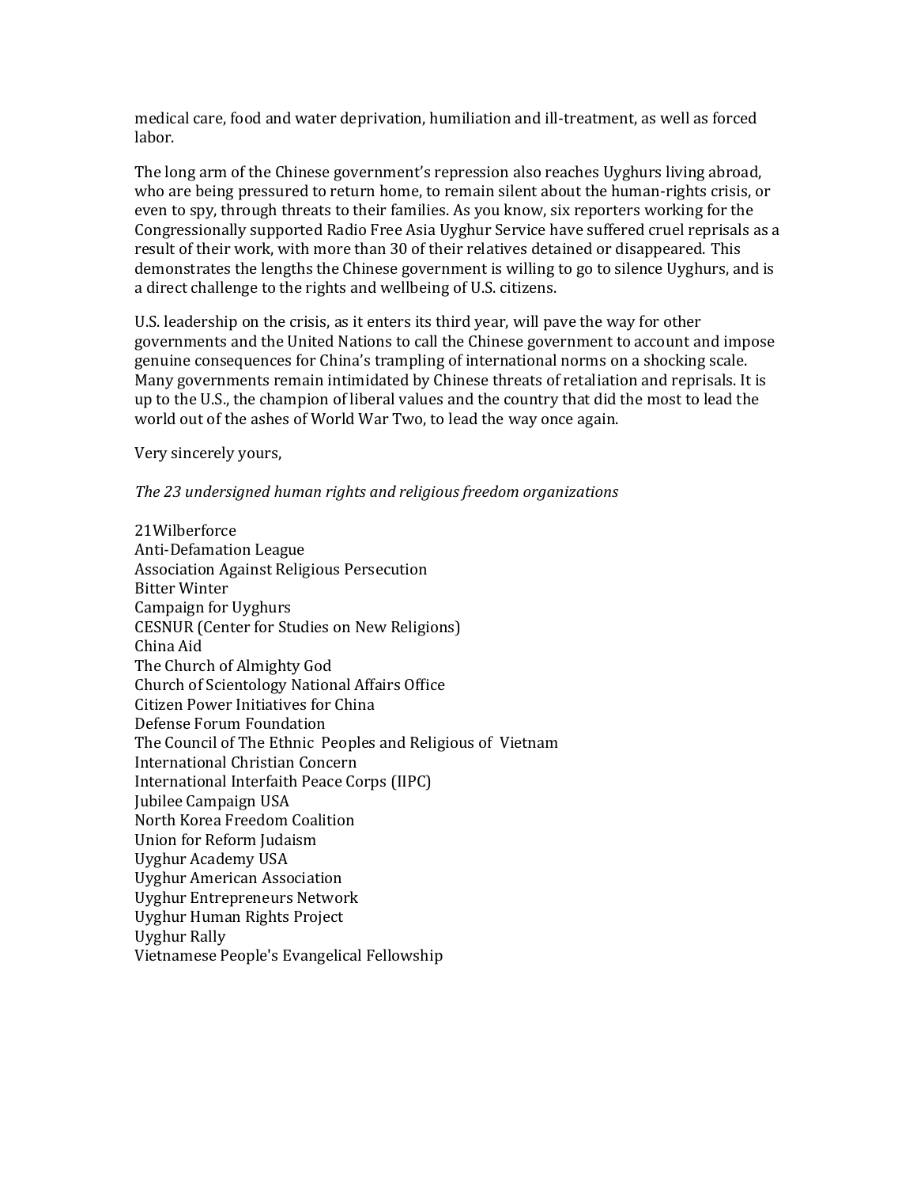medical care, food and water deprivation, humiliation and ill-treatment, as well as forced labor.

The long arm of the Chinese government's repression also reaches Uyghurs living abroad, who are being pressured to return home, to remain silent about the human-rights crisis, or even to spy, through threats to their families. As you know, six reporters working for the Congressionally supported Radio Free Asia Uyghur Service have suffered cruel reprisals as a result of their work, with more than 30 of their relatives detained or disappeared. This demonstrates the lengths the Chinese government is willing to go to silence Uyghurs, and is a direct challenge to the rights and wellbeing of U.S. citizens.

U.S. leadership on the crisis, as it enters its third year, will pave the way for other governments and the United Nations to call the Chinese government to account and impose genuine consequences for China's trampling of international norms on a shocking scale. Many governments remain intimidated by Chinese threats of retaliation and reprisals. It is up to the U.S., the champion of liberal values and the country that did the most to lead the world out of the ashes of World War Two, to lead the way once again.

Very sincerely yours,

*The 23 undersigned human rights and religious freedom organizations*

21Wilberforce
Anti-Defamation League
Association Against Religious Persecution
Bitter Winter
Campaign for Uyghurs
CESNUR (Center for Studies on New Religions)
China Aid
The Church of Almighty God
Church of Scientology National Affairs Office
Citizen Power Initiatives for China
Defense Forum Foundation
The Council of The Ethnic Peoples and Religious of Vietnam
International Christian Concern
International Interfaith Peace Corps (IIPC)
Jubilee Campaign USA
North Korea Freedom Coalition
Union for Reform Judaism
Uyghur Academy USA
Uyghur American Association
Uyghur Entrepreneurs Network
Uyghur Human Rights Project
Uyghur Rally
Vietnamese People's Evangelical Fellowship